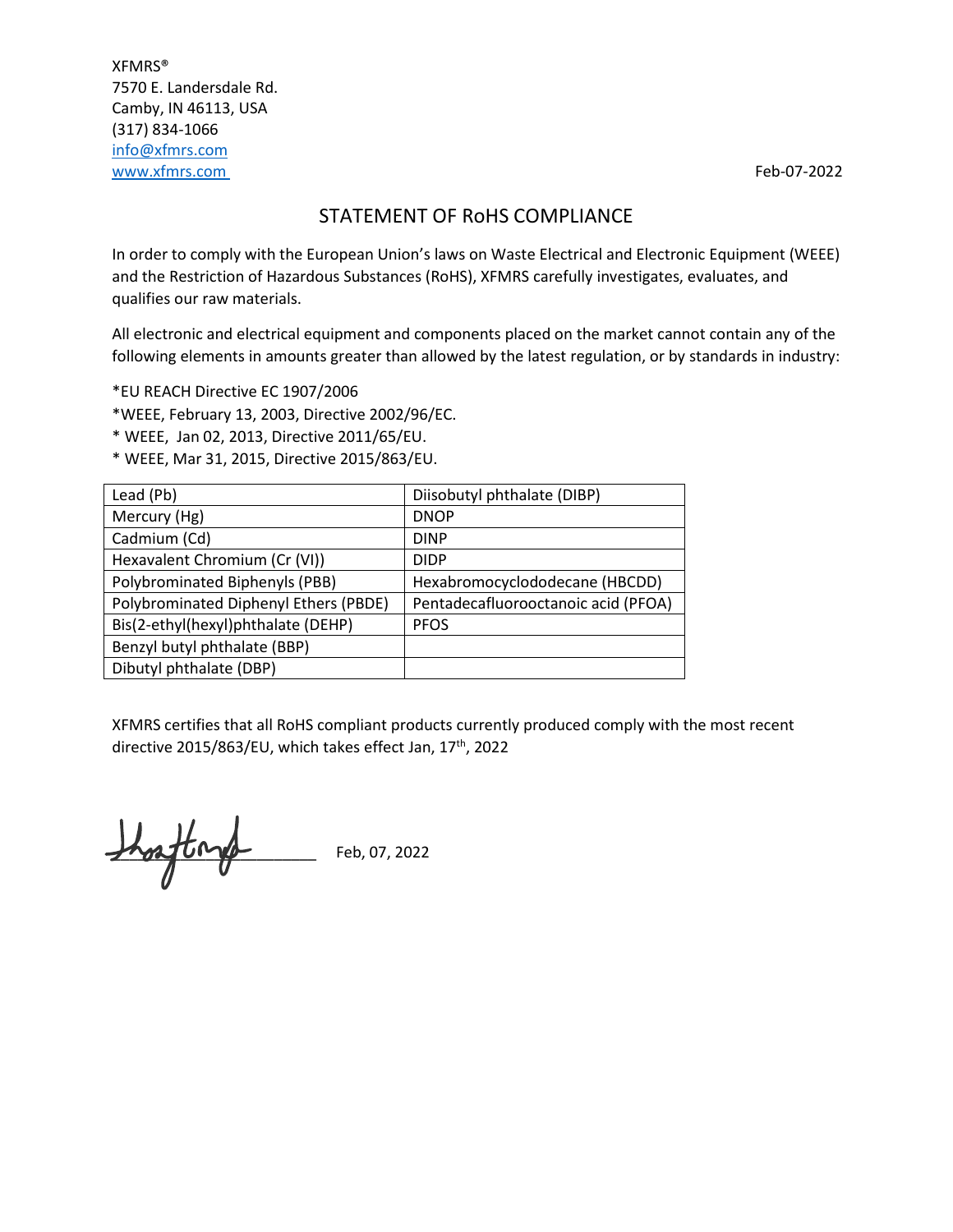XFMRS®
7570 E. Landersdale Rd.
Camby, IN 46113, USA
(317) 834-1066
info@xfmrs.com
www.xfmrs.com

Feb-07-2022

# STATEMENT OF RoHS COMPLIANCE

In order to comply with the European Union's laws on Waste Electrical and Electronic Equipment (WEEE) and the Restriction of Hazardous Substances (RoHS), XFMRS carefully investigates, evaluates, and qualifies our raw materials.

All electronic and electrical equipment and components placed on the market cannot contain any of the following elements in amounts greater than allowed by the latest regulation, or by standards in industry:

*EU REACH Directive EC 1907/2006
*WEEE, February 13, 2003, Directive 2002/96/EC.
* WEEE, Jan 02, 2013, Directive 2011/65/EU.
* WEEE, Mar 31, 2015, Directive 2015/863/EU.

| | |
|---|---|
| Lead (Pb) | Diisobutyl phthalate (DIBP) |
| Mercury (Hg) | DNOP |
| Cadmium (Cd) | DINP |
| Hexavalent Chromium (Cr (VI)) | DIDP |
| Polybrominated Biphenyls (PBB) | Hexabromocyclododecane (HBCDD) |
| Polybrominated Diphenyl Ethers (PBDE) | Pentadecafluorooctanoic acid (PFOA) |
| Bis(2-ethyl(hexyl)phthalate (DEHP) | PFOS |
| Benzyl butyl phthalate (BBP) | |
| Dibutyl phthalate (DBP) | |

XFMRS certifies that all RoHS compliant products currently produced comply with the most recent directive 2015/863/EU, which takes effect Jan, 17th, 2022

______________________ Feb, 07, 2022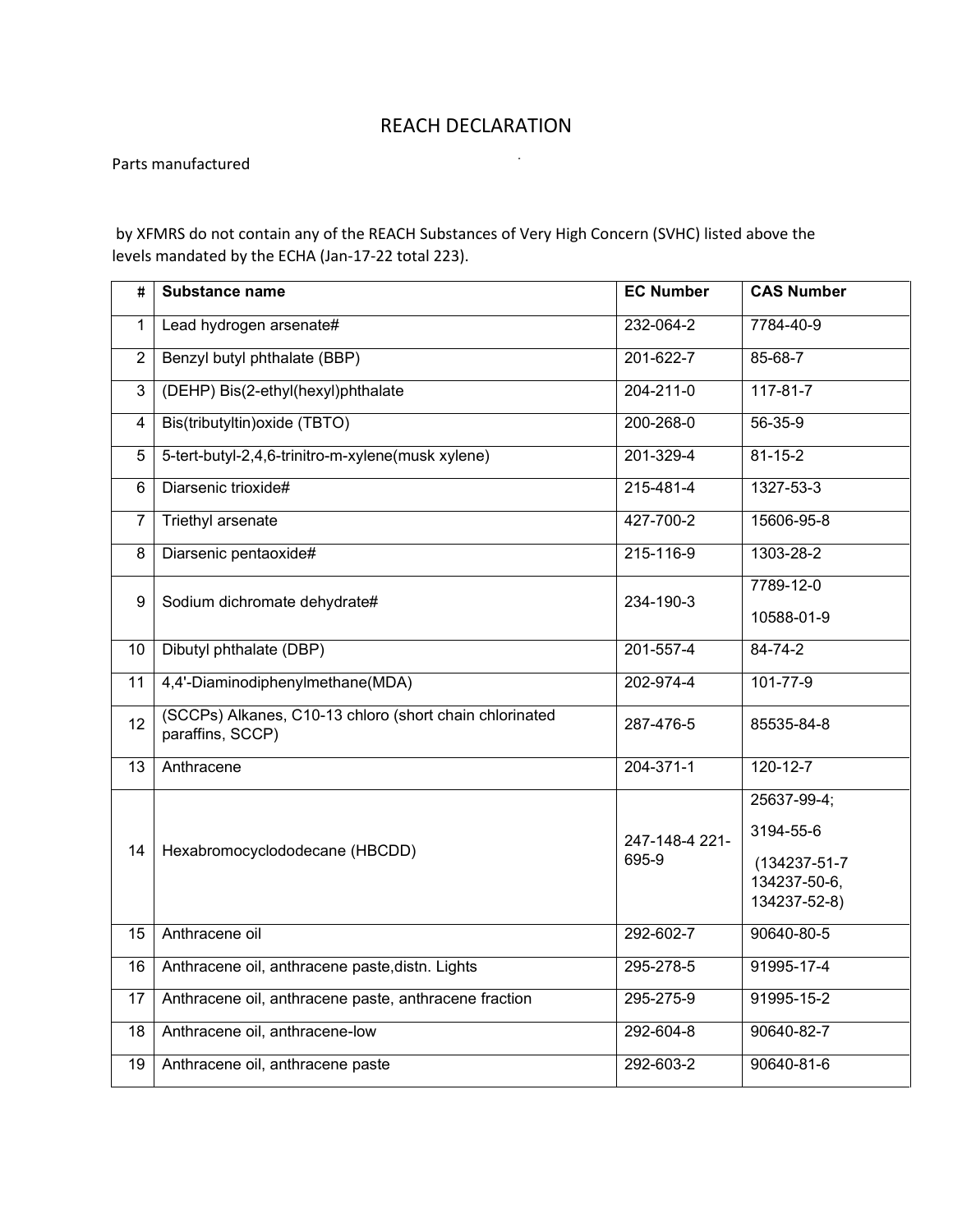# REACH DECLARATION

Parts manufactured

by XFMRS do not contain any of the REACH Substances of Very High Concern (SVHC) listed above the levels mandated by the ECHA (Jan-17-22 total 223).

| # | Substance name | EC Number | CAS Number |
|---|---|---|---|
| 1 | Lead hydrogen arsenate# | 232-064-2 | 7784-40-9 |
| 2 | Benzyl butyl phthalate (BBP) | 201-622-7 | 85-68-7 |
| 3 | (DEHP) Bis(2-ethyl(hexyl)phthalate | 204-211-0 | 117-81-7 |
| 4 | Bis(tributyltin)oxide (TBTO) | 200-268-0 | 56-35-9 |
| 5 | 5-tert-butyl-2,4,6-trinitro-m-xylene(musk xylene) | 201-329-4 | 81-15-2 |
| 6 | Diarsenic trioxide# | 215-481-4 | 1327-53-3 |
| 7 | Triethyl arsenate | 427-700-2 | 15606-95-8 |
| 8 | Diarsenic pentaoxide# | 215-116-9 | 1303-28-2 |
| 9 | Sodium dichromate dehydrate# | 234-190-3 | 7789-12-0<br>10588-01-9 |
| 10 | Dibutyl phthalate (DBP) | 201-557-4 | 84-74-2 |
| 11 | 4,4'-Diaminodiphenylmethane(MDA) | 202-974-4 | 101-77-9 |
| 12 | (SCCPs) Alkanes, C10-13 chloro (short chain chlorinated paraffins, SCCP) | 287-476-5 | 85535-84-8 |
| 13 | Anthracene | 204-371-1 | 120-12-7 |
| 14 | Hexabromocyclododecane (HBCDD) | 247-148-4 221-695-9 | 25637-99-4;<br>3194-55-6<br>(134237-51-7 134237-50-6, 134237-52-8) |
| 15 | Anthracene oil | 292-602-7 | 90640-80-5 |
| 16 | Anthracene oil, anthracene paste,distn. Lights | 295-278-5 | 91995-17-4 |
| 17 | Anthracene oil, anthracene paste, anthracene fraction | 295-275-9 | 91995-15-2 |
| 18 | Anthracene oil, anthracene-low | 292-604-8 | 90640-82-7 |
| 19 | Anthracene oil, anthracene paste | 292-603-2 | 90640-81-6 |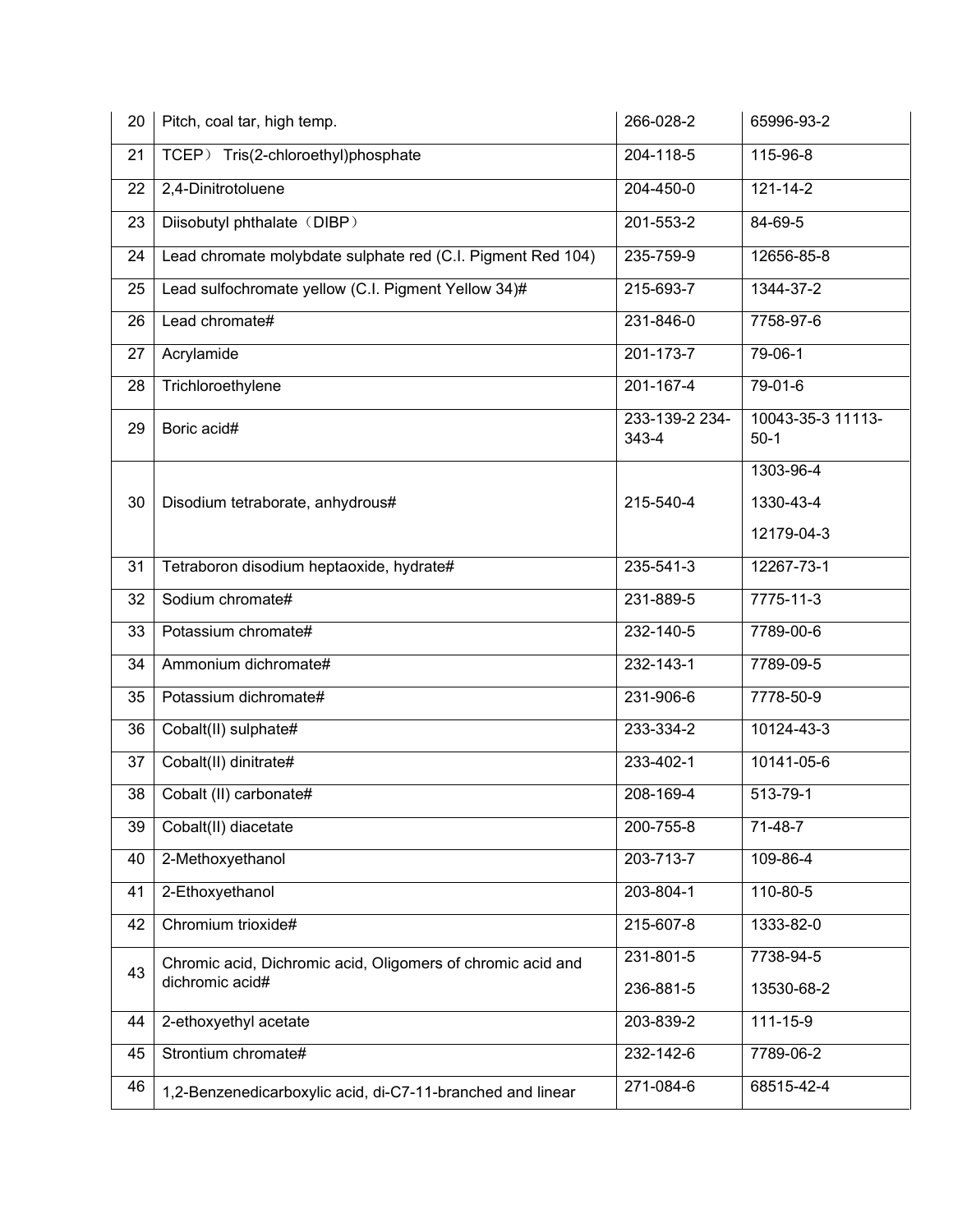| 20 | Pitch, coal tar, high temp. | 266-028-2 | 65996-93-2 |
|---|---|---|---|
| 21 | TCEP） Tris(2-chloroethyl)phosphate | 204-118-5 | 115-96-8 |
| 22 | 2,4-Dinitrotoluene | 204-450-0 | 121-14-2 |
| 23 | Diisobutyl phthalate（DIBP） | 201-553-2 | 84-69-5 |
| 24 | Lead chromate molybdate sulphate red (C.I. Pigment Red 104) | 235-759-9 | 12656-85-8 |
| 25 | Lead sulfochromate yellow (C.I. Pigment Yellow 34)# | 215-693-7 | 1344-37-2 |
| 26 | Lead chromate# | 231-846-0 | 7758-97-6 |
| 27 | Acrylamide | 201-173-7 | 79-06-1 |
| 28 | Trichloroethylene | 201-167-4 | 79-01-6 |
| 29 | Boric acid# | 233-139-2 234-343-4 | 10043-35-3 11113-50-1 |
| 30 | Disodium tetraborate, anhydrous# | 215-540-4 | 1303-96-4<br>1330-43-4<br>12179-04-3 |
| 31 | Tetraboron disodium heptaoxide, hydrate# | 235-541-3 | 12267-73-1 |
| 32 | Sodium chromate# | 231-889-5 | 7775-11-3 |
| 33 | Potassium chromate# | 232-140-5 | 7789-00-6 |
| 34 | Ammonium dichromate# | 232-143-1 | 7789-09-5 |
| 35 | Potassium dichromate# | 231-906-6 | 7778-50-9 |
| 36 | Cobalt(II) sulphate# | 233-334-2 | 10124-43-3 |
| 37 | Cobalt(II) dinitrate# | 233-402-1 | 10141-05-6 |
| 38 | Cobalt (II) carbonate# | 208-169-4 | 513-79-1 |
| 39 | Cobalt(II) diacetate | 200-755-8 | 71-48-7 |
| 40 | 2-Methoxyethanol | 203-713-7 | 109-86-4 |
| 41 | 2-Ethoxyethanol | 203-804-1 | 110-80-5 |
| 42 | Chromium trioxide# | 215-607-8 | 1333-82-0 |
| 43 | Chromic acid, Dichromic acid, Oligomers of chromic acid and dichromic acid# | 231-801-5<br>236-881-5 | 7738-94-5<br>13530-68-2 |
| 44 | 2-ethoxyethyl acetate | 203-839-2 | 111-15-9 |
| 45 | Strontium chromate# | 232-142-6 | 7789-06-2 |
| 46 | 1,2-Benzenedicarboxylic acid, di-C7-11-branched and linear | 271-084-6 | 68515-42-4 |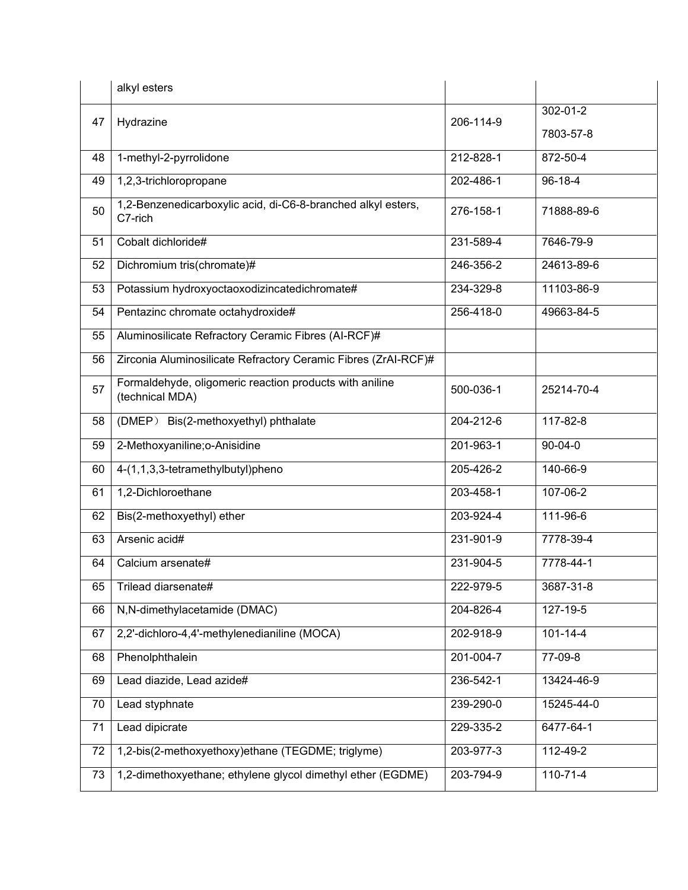| | | | |
|---|---|---|---|
| | alkyl esters | | |
| 47 | Hydrazine | 206-114-9 | 302-01-2<br>7803-57-8 |
| 48 | 1-methyl-2-pyrrolidone | 212-828-1 | 872-50-4 |
| 49 | 1,2,3-trichloropropane | 202-486-1 | 96-18-4 |
| 50 | 1,2-Benzenedicarboxylic acid, di-C6-8-branched alkyl esters, C7-rich | 276-158-1 | 71888-89-6 |
| 51 | Cobalt dichloride# | 231-589-4 | 7646-79-9 |
| 52 | Dichromium tris(chromate)# | 246-356-2 | 24613-89-6 |
| 53 | Potassium hydroxyoctaoxodizincatedichromate# | 234-329-8 | 11103-86-9 |
| 54 | Pentazinc chromate octahydroxide# | 256-418-0 | 49663-84-5 |
| 55 | Aluminosilicate Refractory Ceramic Fibres (Al-RCF)# | | |
| 56 | Zirconia Aluminosilicate Refractory Ceramic Fibres (ZrAl-RCF)# | | |
| 57 | Formaldehyde, oligomeric reaction products with aniline (technical MDA) | 500-036-1 | 25214-70-4 |
| 58 | (DMEP） Bis(2-methoxyethyl) phthalate | 204-212-6 | 117-82-8 |
| 59 | 2-Methoxyaniline;o-Anisidine | 201-963-1 | 90-04-0 |
| 60 | 4-(1,1,3,3-tetramethylbutyl)pheno | 205-426-2 | 140-66-9 |
| 61 | 1,2-Dichloroethane | 203-458-1 | 107-06-2 |
| 62 | Bis(2-methoxyethyl) ether | 203-924-4 | 111-96-6 |
| 63 | Arsenic acid# | 231-901-9 | 7778-39-4 |
| 64 | Calcium arsenate# | 231-904-5 | 7778-44-1 |
| 65 | Trilead diarsenate# | 222-979-5 | 3687-31-8 |
| 66 | N,N-dimethylacetamide (DMAC) | 204-826-4 | 127-19-5 |
| 67 | 2,2'-dichloro-4,4'-methylenedianiline (MOCA) | 202-918-9 | 101-14-4 |
| 68 | Phenolphthalein | 201-004-7 | 77-09-8 |
| 69 | Lead diazide, Lead azide# | 236-542-1 | 13424-46-9 |
| 70 | Lead styphnate | 239-290-0 | 15245-44-0 |
| 71 | Lead dipicrate | 229-335-2 | 6477-64-1 |
| 72 | 1,2-bis(2-methoxyethoxy)ethane (TEGDME; triglyme) | 203-977-3 | 112-49-2 |
| 73 | 1,2-dimethoxyethane; ethylene glycol dimethyl ether (EGDME) | 203-794-9 | 110-71-4 |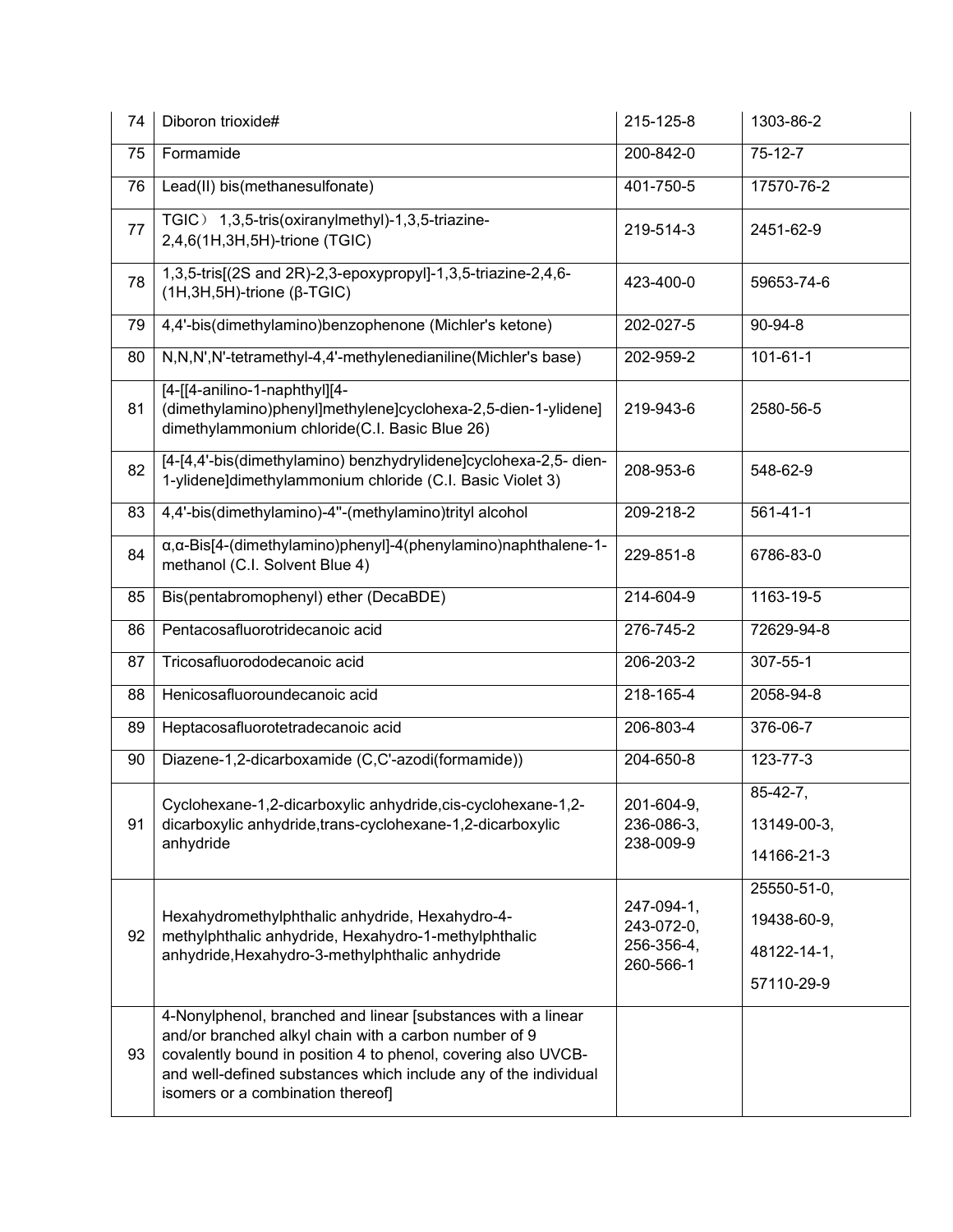| 74 | Diboron trioxide# | 215-125-8 | 1303-86-2 |
|---|---|---|---|
| 75 | Formamide | 200-842-0 | 75-12-7 |
| 76 | Lead(II) bis(methanesulfonate) | 401-750-5 | 17570-76-2 |
| 77 | TGIC） 1,3,5-tris(oxiranylmethyl)-1,3,5-triazine-2,4,6(1H,3H,5H)-trione (TGIC) | 219-514-3 | 2451-62-9 |
| 78 | 1,3,5-tris[(2S and 2R)-2,3-epoxypropyl]-1,3,5-triazine-2,4,6-(1H,3H,5H)-trione (β-TGIC) | 423-400-0 | 59653-74-6 |
| 79 | 4,4'-bis(dimethylamino)benzophenone (Michler's ketone) | 202-027-5 | 90-94-8 |
| 80 | N,N,N',N'-tetramethyl-4,4'-methylenedianiline(Michler's base) | 202-959-2 | 101-61-1 |
| 81 | [4-[[4-anilino-1-naphthyl][4-(dimethylamino)phenyl]methylene]cyclohexa-2,5-dien-1-ylidene] dimethylammonium chloride(C.I. Basic Blue 26) | 219-943-6 | 2580-56-5 |
| 82 | [4-[4,4'-bis(dimethylamino) benzhydrylidene]cyclohexa-2,5- dien-1-ylidene]dimethylammonium chloride (C.I. Basic Violet 3) | 208-953-6 | 548-62-9 |
| 83 | 4,4'-bis(dimethylamino)-4''-(methylamino)trityl alcohol | 209-218-2 | 561-41-1 |
| 84 | α,α-Bis[4-(dimethylamino)phenyl]-4(phenylamino)naphthalene-1-methanol (C.I. Solvent Blue 4) | 229-851-8 | 6786-83-0 |
| 85 | Bis(pentabromophenyl) ether (DecaBDE) | 214-604-9 | 1163-19-5 |
| 86 | Pentacosafluorotridecanoic acid | 276-745-2 | 72629-94-8 |
| 87 | Tricosafluorododecanoic acid | 206-203-2 | 307-55-1 |
| 88 | Henicosafluoroundecanoic acid | 218-165-4 | 2058-94-8 |
| 89 | Heptacosafluorotetradecanoic acid | 206-803-4 | 376-06-7 |
| 90 | Diazene-1,2-dicarboxamide (C,C'-azodi(formamide)) | 204-650-8 | 123-77-3 |
| 91 | Cyclohexane-1,2-dicarboxylic anhydride,cis-cyclohexane-1,2-dicarboxylic anhydride,trans-cyclohexane-1,2-dicarboxylic anhydride | 201-604-9, 236-086-3, 238-009-9 | 85-42-7, 13149-00-3, 14166-21-3 |
| 92 | Hexahydromethylphthalic anhydride, Hexahydro-4-methylphthalic anhydride, Hexahydro-1-methylphthalic anhydride,Hexahydro-3-methylphthalic anhydride | 247-094-1, 243-072-0, 256-356-4, 260-566-1 | 25550-51-0, 19438-60-9, 48122-14-1, 57110-29-9 |
| 93 | 4-Nonylphenol, branched and linear [substances with a linear and/or branched alkyl chain with a carbon number of 9 covalently bound in position 4 to phenol, covering also UVCB- and well-defined substances which include any of the individual isomers or a combination thereof] | | |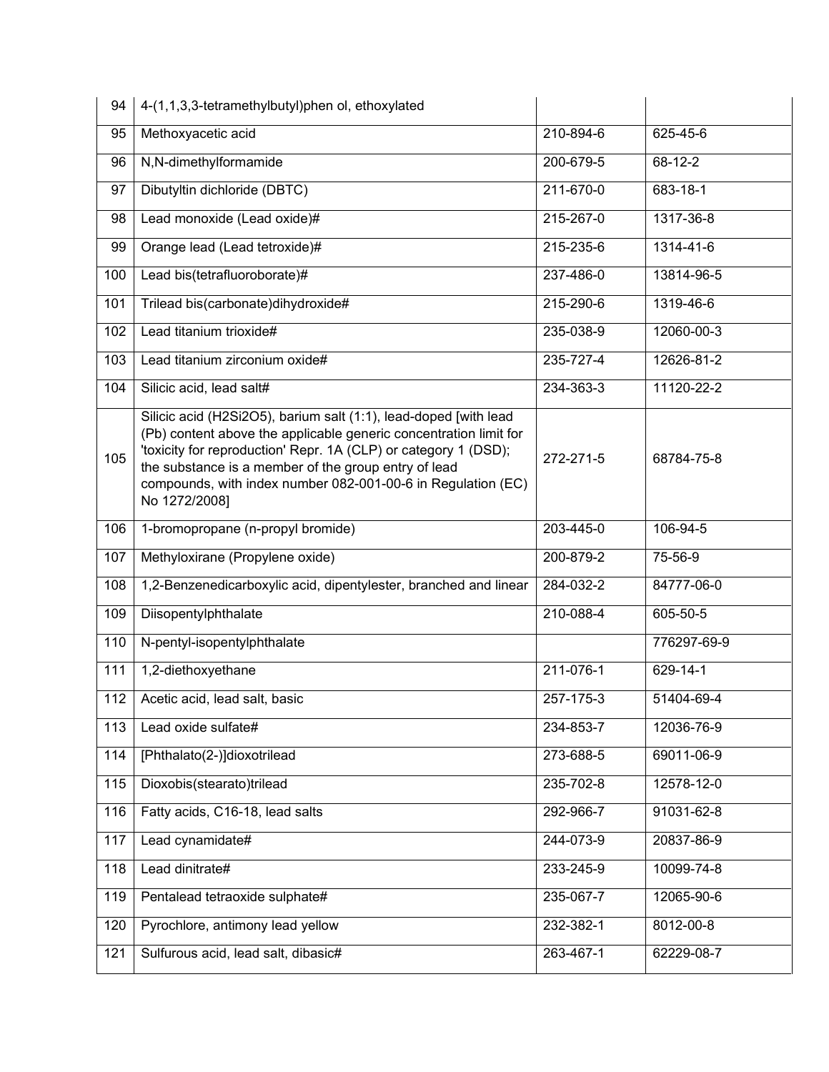| 94 | 4-(1,1,3,3-tetramethylbutyl)phen ol, ethoxylated | | |
|---|---|---|---|
| 95 | Methoxyacetic acid | 210-894-6 | 625-45-6 |
| 96 | N,N-dimethylformamide | 200-679-5 | 68-12-2 |
| 97 | Dibutyltin dichloride (DBTC) | 211-670-0 | 683-18-1 |
| 98 | Lead monoxide (Lead oxide)# | 215-267-0 | 1317-36-8 |
| 99 | Orange lead (Lead tetroxide)# | 215-235-6 | 1314-41-6 |
| 100 | Lead bis(tetrafluoroborate)# | 237-486-0 | 13814-96-5 |
| 101 | Trilead bis(carbonate)dihydroxide# | 215-290-6 | 1319-46-6 |
| 102 | Lead titanium trioxide# | 235-038-9 | 12060-00-3 |
| 103 | Lead titanium zirconium oxide# | 235-727-4 | 12626-81-2 |
| 104 | Silicic acid, lead salt# | 234-363-3 | 11120-22-2 |
| 105 | Silicic acid (H2Si2O5), barium salt (1:1), lead-doped [with lead (Pb) content above the applicable generic concentration limit for 'toxicity for reproduction' Repr. 1A (CLP) or category 1 (DSD); the substance is a member of the group entry of lead compounds, with index number 082-001-00-6 in Regulation (EC) No 1272/2008] | 272-271-5 | 68784-75-8 |
| 106 | 1-bromopropane (n-propyl bromide) | 203-445-0 | 106-94-5 |
| 107 | Methyloxirane (Propylene oxide) | 200-879-2 | 75-56-9 |
| 108 | 1,2-Benzenedicarboxylic acid, dipentylester, branched and linear | 284-032-2 | 84777-06-0 |
| 109 | Diisopentylphthalate | 210-088-4 | 605-50-5 |
| 110 | N-pentyl-isopentylphthalate | | 776297-69-9 |
| 111 | 1,2-diethoxyethane | 211-076-1 | 629-14-1 |
| 112 | Acetic acid, lead salt, basic | 257-175-3 | 51404-69-4 |
| 113 | Lead oxide sulfate# | 234-853-7 | 12036-76-9 |
| 114 | [Phthalato(2-)]dioxotrilead | 273-688-5 | 69011-06-9 |
| 115 | Dioxobis(stearato)trilead | 235-702-8 | 12578-12-0 |
| 116 | Fatty acids, C16-18, lead salts | 292-966-7 | 91031-62-8 |
| 117 | Lead cynamidate# | 244-073-9 | 20837-86-9 |
| 118 | Lead dinitrate# | 233-245-9 | 10099-74-8 |
| 119 | Pentalead tetraoxide sulphate# | 235-067-7 | 12065-90-6 |
| 120 | Pyrochlore, antimony lead yellow | 232-382-1 | 8012-00-8 |
| 121 | Sulfurous acid, lead salt, dibasic# | 263-467-1 | 62229-08-7 |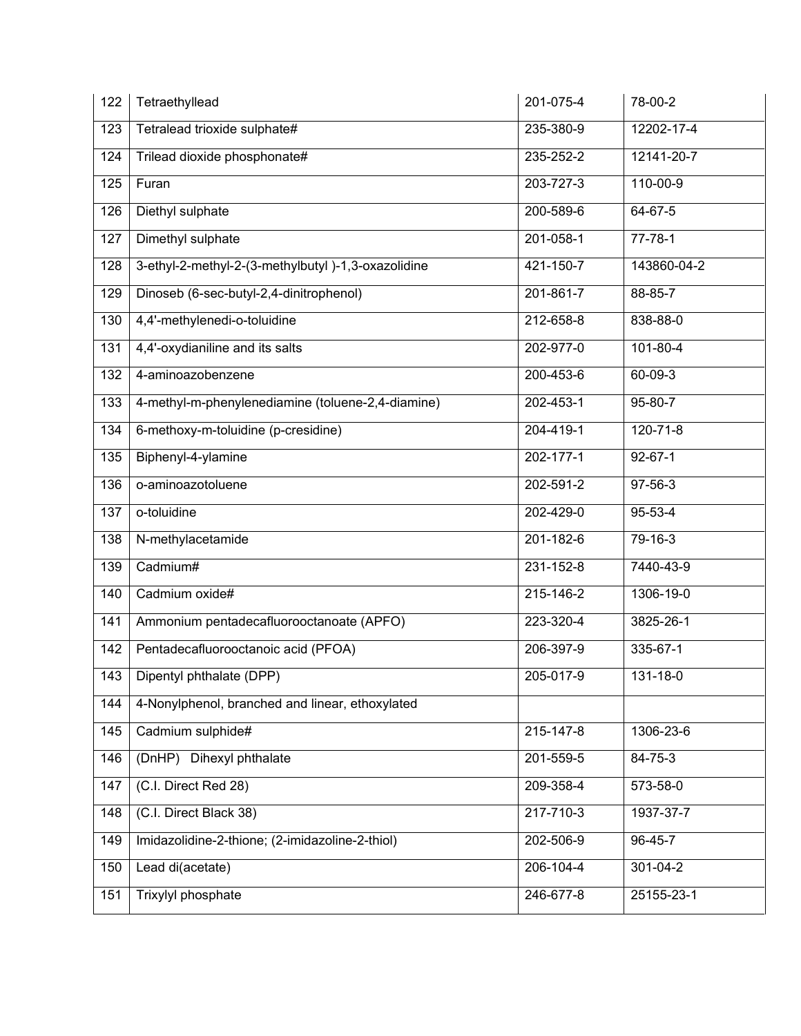| 122 | Tetraethyllead | 201-075-4 | 78-00-2 |
|---|---|---|---|
| 123 | Tetralead trioxide sulphate# | 235-380-9 | 12202-17-4 |
| 124 | Trilead dioxide phosphonate# | 235-252-2 | 12141-20-7 |
| 125 | Furan | 203-727-3 | 110-00-9 |
| 126 | Diethyl sulphate | 200-589-6 | 64-67-5 |
| 127 | Dimethyl sulphate | 201-058-1 | 77-78-1 |
| 128 | 3-ethyl-2-methyl-2-(3-methylbutyl )-1,3-oxazolidine | 421-150-7 | 143860-04-2 |
| 129 | Dinoseb (6-sec-butyl-2,4-dinitrophenol) | 201-861-7 | 88-85-7 |
| 130 | 4,4'-methylenedi-o-toluidine | 212-658-8 | 838-88-0 |
| 131 | 4,4'-oxydianiline and its salts | 202-977-0 | 101-80-4 |
| 132 | 4-aminoazobenzene | 200-453-6 | 60-09-3 |
| 133 | 4-methyl-m-phenylenediamine (toluene-2,4-diamine) | 202-453-1 | 95-80-7 |
| 134 | 6-methoxy-m-toluidine (p-cresidine) | 204-419-1 | 120-71-8 |
| 135 | Biphenyl-4-ylamine | 202-177-1 | 92-67-1 |
| 136 | o-aminoazotoluene | 202-591-2 | 97-56-3 |
| 137 | o-toluidine | 202-429-0 | 95-53-4 |
| 138 | N-methylacetamide | 201-182-6 | 79-16-3 |
| 139 | Cadmium# | 231-152-8 | 7440-43-9 |
| 140 | Cadmium oxide# | 215-146-2 | 1306-19-0 |
| 141 | Ammonium pentadecafluorooctanoate (APFO) | 223-320-4 | 3825-26-1 |
| 142 | Pentadecafluorooctanoic acid (PFOA) | 206-397-9 | 335-67-1 |
| 143 | Dipentyl phthalate (DPP) | 205-017-9 | 131-18-0 |
| 144 | 4-Nonylphenol, branched and linear, ethoxylated | | |
| 145 | Cadmium sulphide# | 215-147-8 | 1306-23-6 |
| 146 | (DnHP) Dihexyl phthalate | 201-559-5 | 84-75-3 |
| 147 | (C.I. Direct Red 28) | 209-358-4 | 573-58-0 |
| 148 | (C.I. Direct Black 38) | 217-710-3 | 1937-37-7 |
| 149 | Imidazolidine-2-thione; (2-imidazoline-2-thiol) | 202-506-9 | 96-45-7 |
| 150 | Lead di(acetate) | 206-104-4 | 301-04-2 |
| 151 | Trixylyl phosphate | 246-677-8 | 25155-23-1 |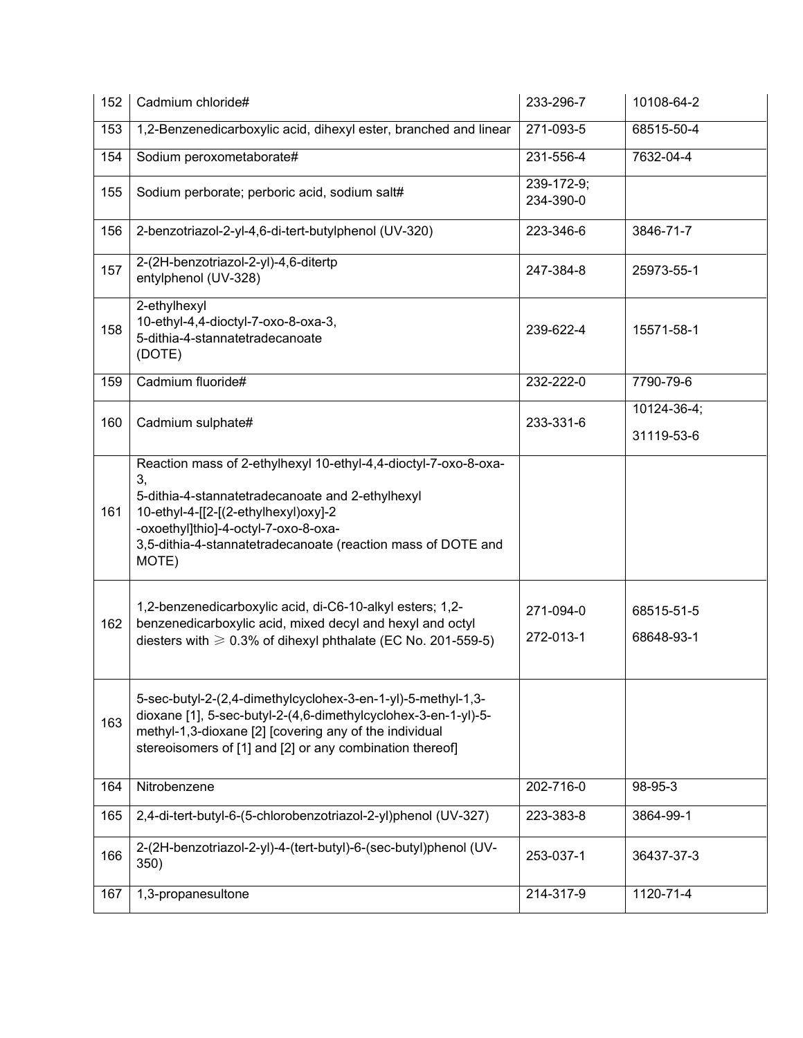| 152 | Cadmium chloride# | 233-296-7 | 10108-64-2 |
|---|---|---|---|
| 153 | 1,2-Benzenedicarboxylic acid, dihexyl ester, branched and linear | 271-093-5 | 68515-50-4 |
| 154 | Sodium peroxometaborate# | 231-556-4 | 7632-04-4 |
| 155 | Sodium perborate; perboric acid, sodium salt# | 239-172-9; 234-390-0 | |
| 156 | 2-benzotriazol-2-yl-4,6-di-tert-butylphenol (UV-320) | 223-346-6 | 3846-71-7 |
| 157 | 2-(2H-benzotriazol-2-yl)-4,6-ditertp entylphenol (UV-328) | 247-384-8 | 25973-55-1 |
| 158 | 2-ethylhexyl 10-ethyl-4,4-dioctyl-7-oxo-8-oxa-3, 5-dithia-4-stannatetradecanoate (DOTE) | 239-622-4 | 15571-58-1 |
| 159 | Cadmium fluoride# | 232-222-0 | 7790-79-6 |
| 160 | Cadmium sulphate# | 233-331-6 | 10124-36-4; 31119-53-6 |
| 161 | Reaction mass of 2-ethylhexyl 10-ethyl-4,4-dioctyl-7-oxo-8-oxa-3, 5-dithia-4-stannatetradecanoate and 2-ethylhexyl 10-ethyl-4-[[2-[(2-ethylhexyl)oxy]-2 -oxoethyl]thio]-4-octyl-7-oxo-8-oxa-3,5-dithia-4-stannatetradecanoate (reaction mass of DOTE and MOTE) | | |
| 162 | 1,2-benzenedicarboxylic acid, di-C6-10-alkyl esters; 1,2-benzenedicarboxylic acid, mixed decyl and hexyl and octyl diesters with ≥ 0.3% of dihexyl phthalate (EC No. 201-559-5) | 271-094-0<br>272-013-1 | 68515-51-5<br>68648-93-1 |
| 163 | 5-sec-butyl-2-(2,4-dimethylcyclohex-3-en-1-yl)-5-methyl-1,3-dioxane [1], 5-sec-butyl-2-(4,6-dimethylcyclohex-3-en-1-yl)-5-methyl-1,3-dioxane [2] [covering any of the individual stereoisomers of [1] and [2] or any combination thereof] | | |
| 164 | Nitrobenzene | 202-716-0 | 98-95-3 |
| 165 | 2,4-di-tert-butyl-6-(5-chlorobenzotriazol-2-yl)phenol (UV-327) | 223-383-8 | 3864-99-1 |
| 166 | 2-(2H-benzotriazol-2-yl)-4-(tert-butyl)-6-(sec-butyl)phenol (UV-350) | 253-037-1 | 36437-37-3 |
| 167 | 1,3-propanesultone | 214-317-9 | 1120-71-4 |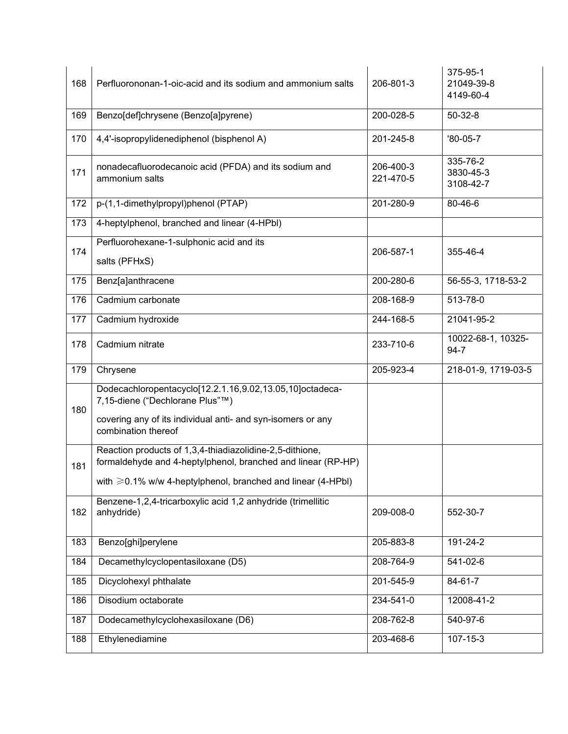| | | | |
|---|---|---|---|
| 168 | Perfluorononan-1-oic-acid and its sodium and ammonium salts | 206-801-3 | 375-95-1<br>21049-39-8<br>4149-60-4 |
| 169 | Benzo[def]chrysene (Benzo[a]pyrene) | 200-028-5 | 50-32-8 |
| 170 | 4,4'-isopropylidenediphenol (bisphenol A) | 201-245-8 | '80-05-7 |
| 171 | nonadecafluorodecanoic acid (PFDA) and its sodium and ammonium salts | 206-400-3<br>221-470-5 | 335-76-2<br>3830-45-3<br>3108-42-7 |
| 172 | p-(1,1-dimethylpropyl)phenol (PTAP) | 201-280-9 | 80-46-6 |
| 173 | 4-heptylphenol, branched and linear (4-HPbl) | | |
| 174 | Perfluorohexane-1-sulphonic acid and its salts (PFHxS) | 206-587-1 | 355-46-4 |
| 175 | Benz[a]anthracene | 200-280-6 | 56-55-3, 1718-53-2 |
| 176 | Cadmium carbonate | 208-168-9 | 513-78-0 |
| 177 | Cadmium hydroxide | 244-168-5 | 21041-95-2 |
| 178 | Cadmium nitrate | 233-710-6 | 10022-68-1, 10325-94-7 |
| 179 | Chrysene | 205-923-4 | 218-01-9, 1719-03-5 |
| 180 | Dodecachloropentacyclo[12.2.1.16,9.02,13.05,10]octadeca-7,15-diene ("Dechlorane Plus"™)<br>covering any of its individual anti- and syn-isomers or any combination thereof | | |
| 181 | Reaction products of 1,3,4-thiadiazolidine-2,5-dithione, formaldehyde and 4-heptylphenol, branched and linear (RP-HP)<br>with ⩾0.1% w/w 4-heptylphenol, branched and linear (4-HPbl) | | |
| 182 | Benzene-1,2,4-tricarboxylic acid 1,2 anhydride (trimellitic anhydride) | 209-008-0 | 552-30-7 |
| 183 | Benzo[ghi]perylene | 205-883-8 | 191-24-2 |
| 184 | Decamethylcyclopentasiloxane (D5) | 208-764-9 | 541-02-6 |
| 185 | Dicyclohexyl phthalate | 201-545-9 | 84-61-7 |
| 186 | Disodium octaborate | 234-541-0 | 12008-41-2 |
| 187 | Dodecamethylcyclohexasiloxane (D6) | 208-762-8 | 540-97-6 |
| 188 | Ethylenediamine | 203-468-6 | 107-15-3 |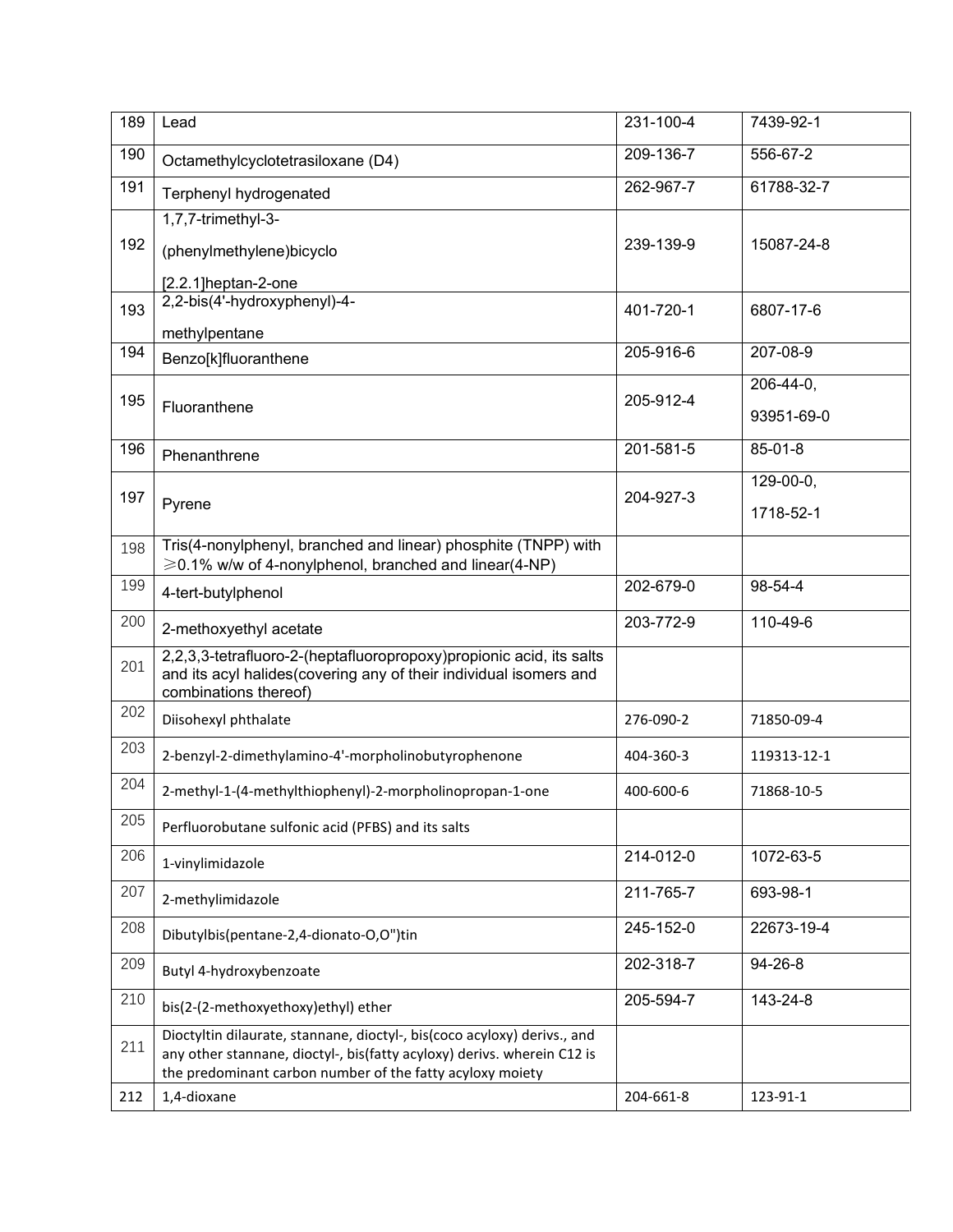| 189 | Lead | 231-100-4 | 7439-92-1 |
|---|---|---|---|
| 190 | Octamethylcyclotetrasiloxane (D4) | 209-136-7 | 556-67-2 |
| 191 | Terphenyl hydrogenated | 262-967-7 | 61788-32-7 |
| 192 | 1,7,7-trimethyl-3-(phenylmethylene)bicyclo [2.2.1]heptan-2-one | 239-139-9 | 15087-24-8 |
| 193 | 2,2-bis(4'-hydroxyphenyl)-4-methylpentane | 401-720-1 | 6807-17-6 |
| 194 | Benzo[k]fluoranthene | 205-916-6 | 207-08-9 |
| 195 | Fluoranthene | 205-912-4 | 206-44-0, 93951-69-0 |
| 196 | Phenanthrene | 201-581-5 | 85-01-8 |
| 197 | Pyrene | 204-927-3 | 129-00-0, 1718-52-1 |
| 198 | Tris(4-nonylphenyl, branched and linear) phosphite (TNPP) with ≥0.1% w/w of 4-nonylphenol, branched and linear(4-NP) | | |
| 199 | 4-tert-butylphenol | 202-679-0 | 98-54-4 |
| 200 | 2-methoxyethyl acetate | 203-772-9 | 110-49-6 |
| 201 | 2,2,3,3-tetrafluoro-2-(heptafluoropropoxy)propionic acid, its salts and its acyl halides(covering any of their individual isomers and combinations thereof) | | |
| 202 | Diisohexyl phthalate | 276-090-2 | 71850-09-4 |
| 203 | 2-benzyl-2-dimethylamino-4'-morpholinobutyrophenone | 404-360-3 | 119313-12-1 |
| 204 | 2-methyl-1-(4-methylthiophenyl)-2-morpholinopropan-1-one | 400-600-6 | 71868-10-5 |
| 205 | Perfluorobutane sulfonic acid (PFBS) and its salts | | |
| 206 | 1-vinylimidazole | 214-012-0 | 1072-63-5 |
| 207 | 2-methylimidazole | 211-765-7 | 693-98-1 |
| 208 | Dibutylbis(pentane-2,4-dionato-O,O")tin | 245-152-0 | 22673-19-4 |
| 209 | Butyl 4-hydroxybenzoate | 202-318-7 | 94-26-8 |
| 210 | bis(2-(2-methoxyethoxy)ethyl) ether | 205-594-7 | 143-24-8 |
| 211 | Dioctyltin dilaurate, stannane, dioctyl-, bis(coco acyloxy) derivs., and any other stannane, dioctyl-, bis(fatty acyloxy) derivs. wherein C12 is the predominant carbon number of the fatty acyloxy moiety | | |
| 212 | 1,4-dioxane | 204-661-8 | 123-91-1 |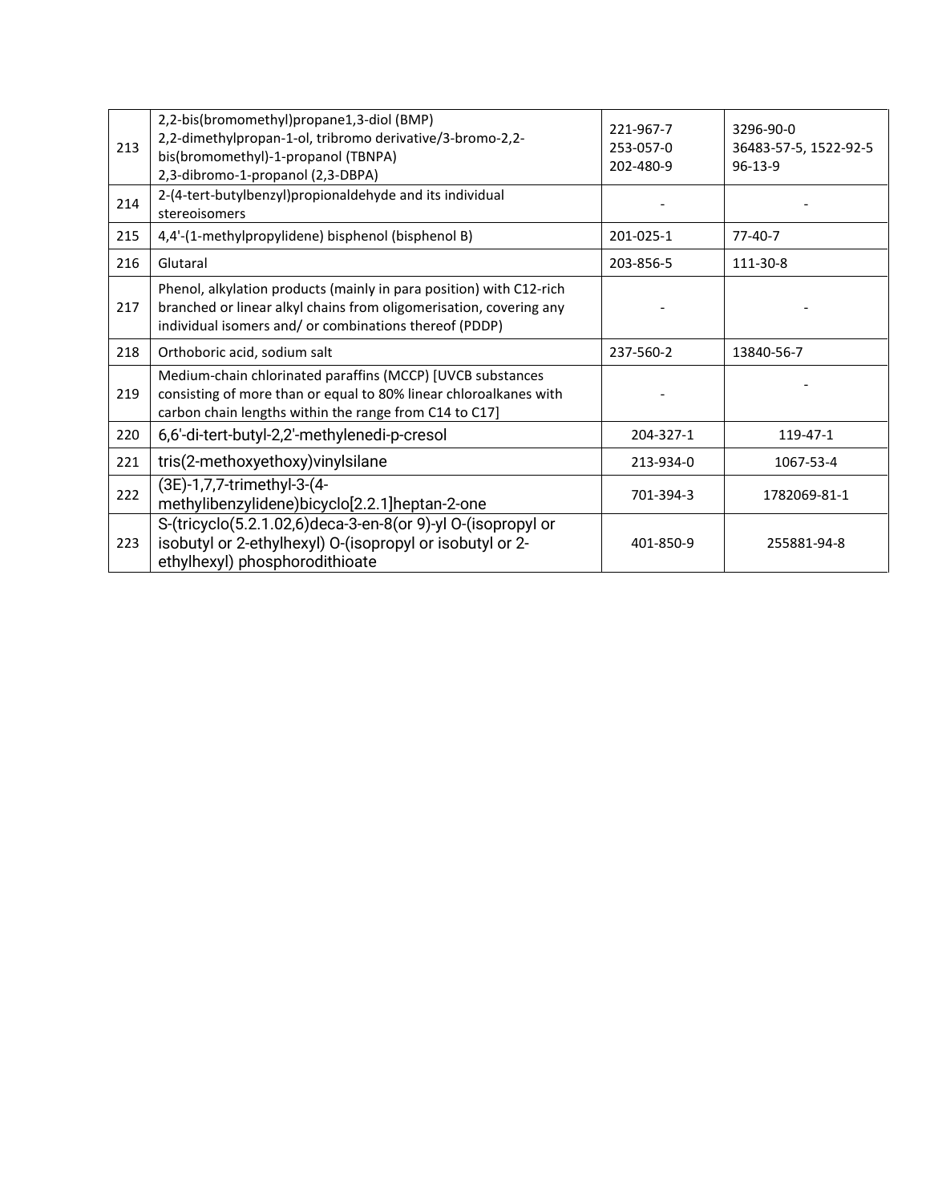| | | | |
|---|---|---|---|
| 213 | 2,2-bis(bromomethyl)propane1,3-diol (BMP)<br>2,2-dimethylpropan-1-ol, tribromo derivative/3-bromo-2,2-bis(bromomethyl)-1-propanol (TBNPA)<br>2,3-dibromo-1-propanol (2,3-DBPA) | 221-967-7<br>253-057-0<br>202-480-9 | 3296-90-0<br>36483-57-5, 1522-92-5<br>96-13-9 |
| 214 | 2-(4-tert-butylbenzyl)propionaldehyde and its individual stereoisomers | - | - |
| 215 | 4,4'-(1-methylpropylidene) bisphenol (bisphenol B) | 201-025-1 | 77-40-7 |
| 216 | Glutaral | 203-856-5 | 111-30-8 |
| 217 | Phenol, alkylation products (mainly in para position) with C12-rich branched or linear alkyl chains from oligomerisation, covering any individual isomers and/ or combinations thereof (PDDP) | - | - |
| 218 | Orthoboric acid, sodium salt | 237-560-2 | 13840-56-7 |
| 219 | Medium-chain chlorinated paraffins (MCCP) [UVCB substances consisting of more than or equal to 80% linear chloroalkanes with carbon chain lengths within the range from C14 to C17] | - | - |
| 220 | 6,6'-di-tert-butyl-2,2'-methylenedi-p-cresol | 204-327-1 | 119-47-1 |
| 221 | tris(2-methoxyethoxy)vinylsilane | 213-934-0 | 1067-53-4 |
| 222 | (3E)-1,7,7-trimethyl-3-(4-methylibenzylidene)bicyclo[2.2.1]heptan-2-one | 701-394-3 | 1782069-81-1 |
| 223 | S-(tricyclo(5.2.1.02,6)deca-3-en-8(or 9)-yl O-(isopropyl or isobutyl or 2-ethylhexyl) O-(isopropyl or isobutyl or 2-ethylhexyl) phosphorodithioate | 401-850-9 | 255881-94-8 |